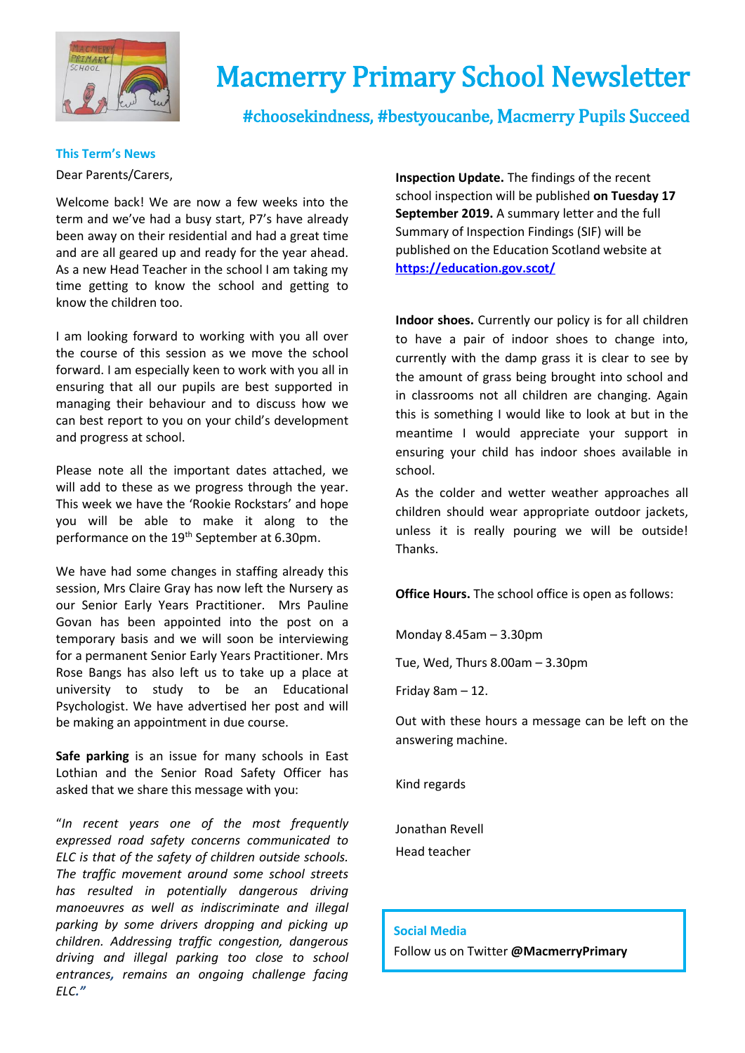# Macmerry Primary School Newsletter

**#choosekindness, #bestyoucanbe, Macmerry Pupils Succeed**

## This Term's News

Dear Parents/Carers,

Welcome back! We are now a few weeks into the term and we've had a busy start, P7's have already been away on their residential and had a great time and are all geared up and ready for the year ahead. As a new Head Teacher in the school I am taking my time getting to know the school and getting to know the children too.

I am looking forward to working with you all over the course of this session as we move the school forward. I am especially keen to work with you all in ensuring that all our pupils are best supported in managing their behaviour and to discuss how we can best report to you on your child's development and progress at school.

Please note all the important dates attached, we will add to these as we progress through the year. This week we have the 'Rookie Rockstars' and hope you will be able to make it along to the performance on the 19th September at 6.30pm.

We have had some changes in staffing already this session, Mrs Claire Gray has now left the Nursery as our Senior Early Years Practitioner. Mrs Pauline Govan has been appointed into the post on a temporary basis and we will soon be interviewing for a permanent Senior Early Years Practitioner. Mrs Rose Bangs has also left us to take up a place at university to study to be an Educational Psychologist. We have advertised her post and will be making an appointment in due course.

**Safe parking** is an issue for many schools in East Lothian and the Senior Road Safety Officer has asked that we share this message with you:

"*In recent years one of the most frequently expressed road safety concerns communicated to ELC is that of the safety of children outside schools. The traffic movement around some school streets has resulted in potentially dangerous driving manoeuvres as well as indiscriminate and illegal parking by some drivers dropping and picking up children. Addressing traffic congestion, dangerous driving and illegal parking too close to school entrances, remains an ongoing challenge facing ELC."*

**Inspection Update.** The findings of the recent school inspection will be published **on Tuesday 17 September 2019.** A summary letter and the full Summary of Inspection Findings (SIF) will be published on the Education Scotland website at **https://education.gov.scot/**

**Indoor shoes.** Currently our policy is for all children to have a pair of indoor shoes to change into, currently with the damp grass it is clear to see by the amount of grass being brought into school and in classrooms not all children are changing. Again this is something I would like to look at but in the meantime I would appreciate your support in ensuring your child has indoor shoes available in school.

As the colder and wetter weather approaches all children should wear appropriate outdoor jackets, unless it is really pouring we will be outside! Thanks.

**Office Hours.** The school office is open as follows:

Monday 8.45am – 3.30pm

Tue, Wed, Thurs 8.00am – 3.30pm

Friday 8am – 12.

Out with these hours a message can be left on the answering machine.

Kind regards

Jonathan Revell
Head teacher

### Social Media

Follow us on Twitter **@MacmerryPrimary**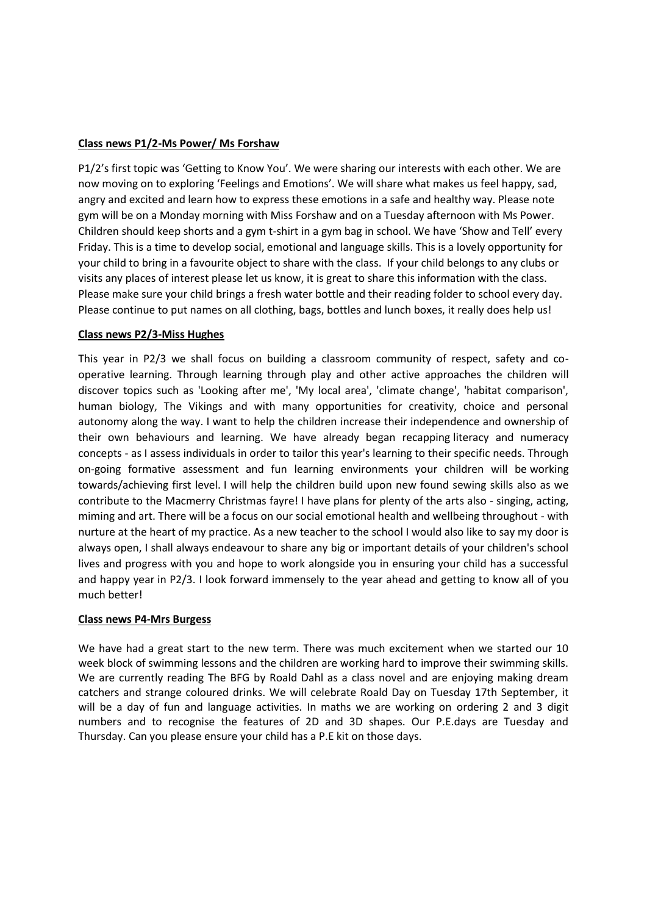**Class news P1/2-Ms Power/ Ms Forshaw**

P1/2's first topic was 'Getting to Know You'. We were sharing our interests with each other. We are now moving on to exploring 'Feelings and Emotions'. We will share what makes us feel happy, sad, angry and excited and learn how to express these emotions in a safe and healthy way. Please note gym will be on a Monday morning with Miss Forshaw and on a Tuesday afternoon with Ms Power. Children should keep shorts and a gym t-shirt in a gym bag in school. We have 'Show and Tell' every Friday. This is a time to develop social, emotional and language skills. This is a lovely opportunity for your child to bring in a favourite object to share with the class. If your child belongs to any clubs or visits any places of interest please let us know, it is great to share this information with the class. Please make sure your child brings a fresh water bottle and their reading folder to school every day. Please continue to put names on all clothing, bags, bottles and lunch boxes, it really does help us!

**Class news P2/3-Miss Hughes**

This year in P2/3 we shall focus on building a classroom community of respect, safety and co-operative learning. Through learning through play and other active approaches the children will discover topics such as 'Looking after me', 'My local area', 'climate change', 'habitat comparison', human biology, The Vikings and with many opportunities for creativity, choice and personal autonomy along the way. I want to help the children increase their independence and ownership of their own behaviours and learning. We have already began recapping literacy and numeracy concepts - as I assess individuals in order to tailor this year's learning to their specific needs. Through on-going formative assessment and fun learning environments your children will be working towards/achieving first level. I will help the children build upon new found sewing skills also as we contribute to the Macmerry Christmas fayre! I have plans for plenty of the arts also - singing, acting, miming and art. There will be a focus on our social emotional health and wellbeing throughout - with nurture at the heart of my practice. As a new teacher to the school I would also like to say my door is always open, I shall always endeavour to share any big or important details of your children's school lives and progress with you and hope to work alongside you in ensuring your child has a successful and happy year in P2/3. I look forward immensely to the year ahead and getting to know all of you much better!

**Class news P4-Mrs Burgess**

We have had a great start to the new term. There was much excitement when we started our 10 week block of swimming lessons and the children are working hard to improve their swimming skills. We are currently reading The BFG by Roald Dahl as a class novel and are enjoying making dream catchers and strange coloured drinks. We will celebrate Roald Day on Tuesday 17th September, it will be a day of fun and language activities. In maths we are working on ordering 2 and 3 digit numbers and to recognise the features of 2D and 3D shapes. Our P.E.days are Tuesday and Thursday. Can you please ensure your child has a P.E kit on those days.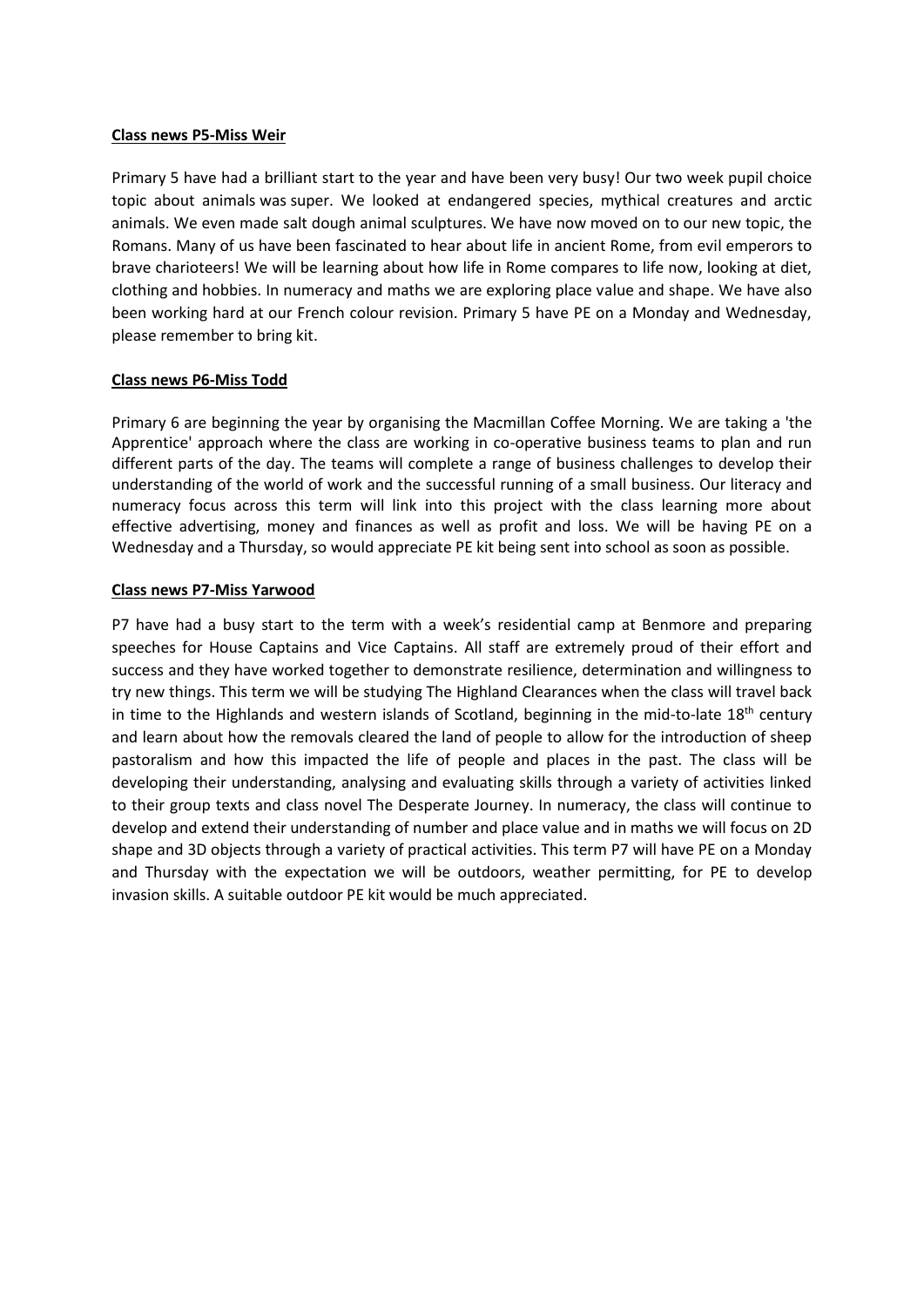**Class news P5-Miss Weir**

Primary 5 have had a brilliant start to the year and have been very busy! Our two week pupil choice topic about animals was super. We looked at endangered species, mythical creatures and arctic animals. We even made salt dough animal sculptures. We have now moved on to our new topic, the Romans. Many of us have been fascinated to hear about life in ancient Rome, from evil emperors to brave charioteers! We will be learning about how life in Rome compares to life now, looking at diet, clothing and hobbies. In numeracy and maths we are exploring place value and shape. We have also been working hard at our French colour revision. Primary 5 have PE on a Monday and Wednesday, please remember to bring kit.

**Class news P6-Miss Todd**

Primary 6 are beginning the year by organising the Macmillan Coffee Morning. We are taking a 'the Apprentice' approach where the class are working in co-operative business teams to plan and run different parts of the day. The teams will complete a range of business challenges to develop their understanding of the world of work and the successful running of a small business. Our literacy and numeracy focus across this term will link into this project with the class learning more about effective advertising, money and finances as well as profit and loss. We will be having PE on a Wednesday and a Thursday, so would appreciate PE kit being sent into school as soon as possible.

**Class news P7-Miss Yarwood**

P7 have had a busy start to the term with a week's residential camp at Benmore and preparing speeches for House Captains and Vice Captains. All staff are extremely proud of their effort and success and they have worked together to demonstrate resilience, determination and willingness to try new things. This term we will be studying The Highland Clearances when the class will travel back in time to the Highlands and western islands of Scotland, beginning in the mid-to-late 18th century and learn about how the removals cleared the land of people to allow for the introduction of sheep pastoralism and how this impacted the life of people and places in the past. The class will be developing their understanding, analysing and evaluating skills through a variety of activities linked to their group texts and class novel The Desperate Journey. In numeracy, the class will continue to develop and extend their understanding of number and place value and in maths we will focus on 2D shape and 3D objects through a variety of practical activities. This term P7 will have PE on a Monday and Thursday with the expectation we will be outdoors, weather permitting, for PE to develop invasion skills. A suitable outdoor PE kit would be much appreciated.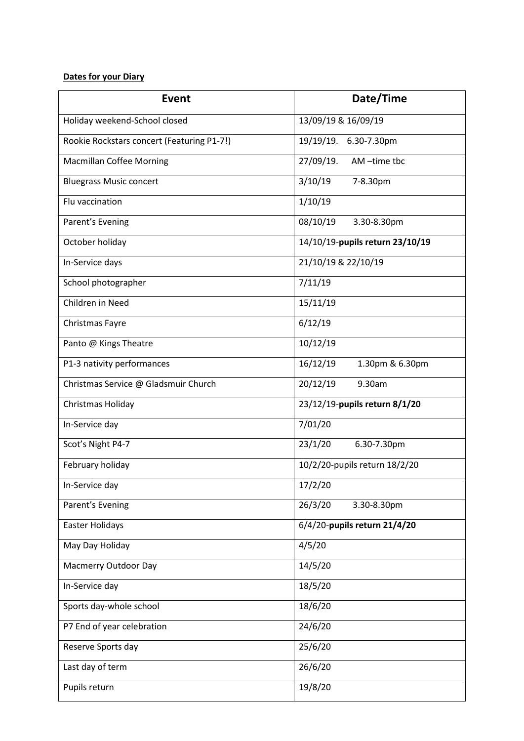**Dates for your Diary**

| Event | Date/Time |
|---|---|
| Holiday weekend-School closed | 13/09/19 & 16/09/19 |
| Rookie Rockstars concert (Featuring P1-7!) | 19/19/19. 6.30-7.30pm |
| Macmillan Coffee Morning | 27/09/19. AM –time tbc |
| Bluegrass Music concert | 3/10/19 7-8.30pm |
| Flu vaccination | 1/10/19 |
| Parent's Evening | 08/10/19 3.30-8.30pm |
| October holiday | 14/10/19-**pupils return 23/10/19** |
| In-Service days | 21/10/19 & 22/10/19 |
| School photographer | 7/11/19 |
| Children in Need | 15/11/19 |
| Christmas Fayre | 6/12/19 |
| Panto @ Kings Theatre | 10/12/19 |
| P1-3 nativity performances | 16/12/19 1.30pm & 6.30pm |
| Christmas Service @ Gladsmuir Church | 20/12/19 9.30am |
| Christmas Holiday | 23/12/19-**pupils return 8/1/20** |
| In-Service day | 7/01/20 |
| Scot's Night P4-7 | 23/1/20 6.30-7.30pm |
| February holiday | 10/2/20-pupils return 18/2/20 |
| In-Service day | 17/2/20 |
| Parent's Evening | 26/3/20 3.30-8.30pm |
| Easter Holidays | 6/4/20-**pupils return 21/4/20** |
| May Day Holiday | 4/5/20 |
| Macmerry Outdoor Day | 14/5/20 |
| In-Service day | 18/5/20 |
| Sports day-whole school | 18/6/20 |
| P7 End of year celebration | 24/6/20 |
| Reserve Sports day | 25/6/20 |
| Last day of term | 26/6/20 |
| Pupils return | 19/8/20 |